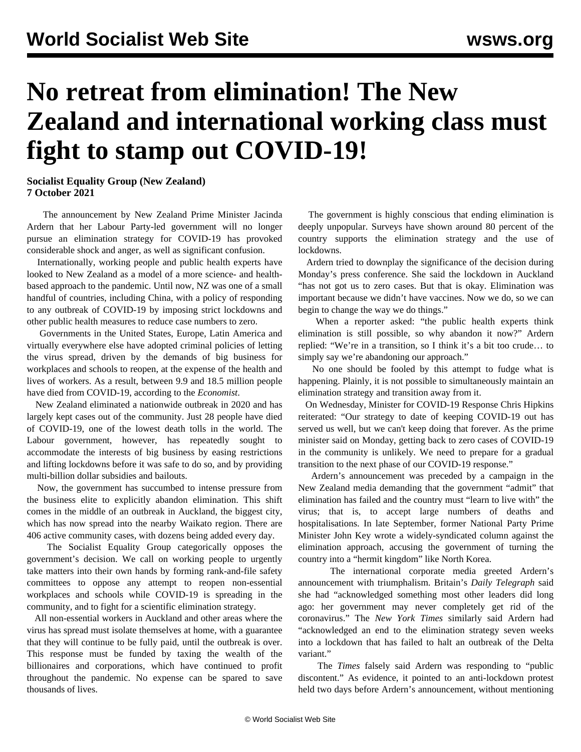# No retreat from elimination! The New Zealand and international working class must fight to stamp out COVID-19!

**Socialist Equality Group (New Zealand)**
**7 October 2021**

The announcement by New Zealand Prime Minister Jacinda Ardern that her Labour Party-led government will no longer pursue an elimination strategy for COVID-19 has provoked considerable shock and anger, as well as significant confusion.

Internationally, working people and public health experts have looked to New Zealand as a model of a more science- and health-based approach to the pandemic. Until now, NZ was one of a small handful of countries, including China, with a policy of responding to any outbreak of COVID-19 by imposing strict lockdowns and other public health measures to reduce case numbers to zero.

Governments in the United States, Europe, Latin America and virtually everywhere else have adopted criminal policies of letting the virus spread, driven by the demands of big business for workplaces and schools to reopen, at the expense of the health and lives of workers. As a result, between 9.9 and 18.5 million people have died from COVID-19, according to the *Economist*.

New Zealand eliminated a nationwide outbreak in 2020 and has largely kept cases out of the community. Just 28 people have died of COVID-19, one of the lowest death tolls in the world. The Labour government, however, has repeatedly sought to accommodate the interests of big business by easing restrictions and lifting lockdowns before it was safe to do so, and by providing multi-billion dollar subsidies and bailouts.

Now, the government has succumbed to intense pressure from the business elite to explicitly abandon elimination. This shift comes in the middle of an outbreak in Auckland, the biggest city, which has now spread into the nearby Waikato region. There are 406 active community cases, with dozens being added every day.

The Socialist Equality Group categorically opposes the government's decision. We call on working people to urgently take matters into their own hands by forming rank-and-file safety committees to oppose any attempt to reopen non-essential workplaces and schools while COVID-19 is spreading in the community, and to fight for a scientific elimination strategy.

All non-essential workers in Auckland and other areas where the virus has spread must isolate themselves at home, with a guarantee that they will continue to be fully paid, until the outbreak is over. This response must be funded by taxing the wealth of the billionaires and corporations, which have continued to profit throughout the pandemic. No expense can be spared to save thousands of lives.

The government is highly conscious that ending elimination is deeply unpopular. Surveys have shown around 80 percent of the country supports the elimination strategy and the use of lockdowns.

Ardern tried to downplay the significance of the decision during Monday's press conference. She said the lockdown in Auckland "has not got us to zero cases. But that is okay. Elimination was important because we didn't have vaccines. Now we do, so we can begin to change the way we do things."

When a reporter asked: "the public health experts think elimination is still possible, so why abandon it now?" Ardern replied: "We're in a transition, so I think it's a bit too crude… to simply say we're abandoning our approach."

No one should be fooled by this attempt to fudge what is happening. Plainly, it is not possible to simultaneously maintain an elimination strategy and transition away from it.

On Wednesday, Minister for COVID-19 Response Chris Hipkins reiterated: "Our strategy to date of keeping COVID-19 out has served us well, but we can't keep doing that forever. As the prime minister said on Monday, getting back to zero cases of COVID-19 in the community is unlikely. We need to prepare for a gradual transition to the next phase of our COVID-19 response."

Ardern's announcement was preceded by a campaign in the New Zealand media demanding that the government "admit" that elimination has failed and the country must "learn to live with" the virus; that is, to accept large numbers of deaths and hospitalisations. In late September, former National Party Prime Minister John Key wrote a widely-syndicated column against the elimination approach, accusing the government of turning the country into a "hermit kingdom" like North Korea.

The international corporate media greeted Ardern's announcement with triumphalism. Britain's *Daily Telegraph* said she had "acknowledged something most other leaders did long ago: her government may never completely get rid of the coronavirus." The *New York Times* similarly said Ardern had "acknowledged an end to the elimination strategy seven weeks into a lockdown that has failed to halt an outbreak of the Delta variant."

The *Times* falsely said Ardern was responding to "public discontent." As evidence, it pointed to an anti-lockdown protest held two days before Ardern's announcement, without mentioning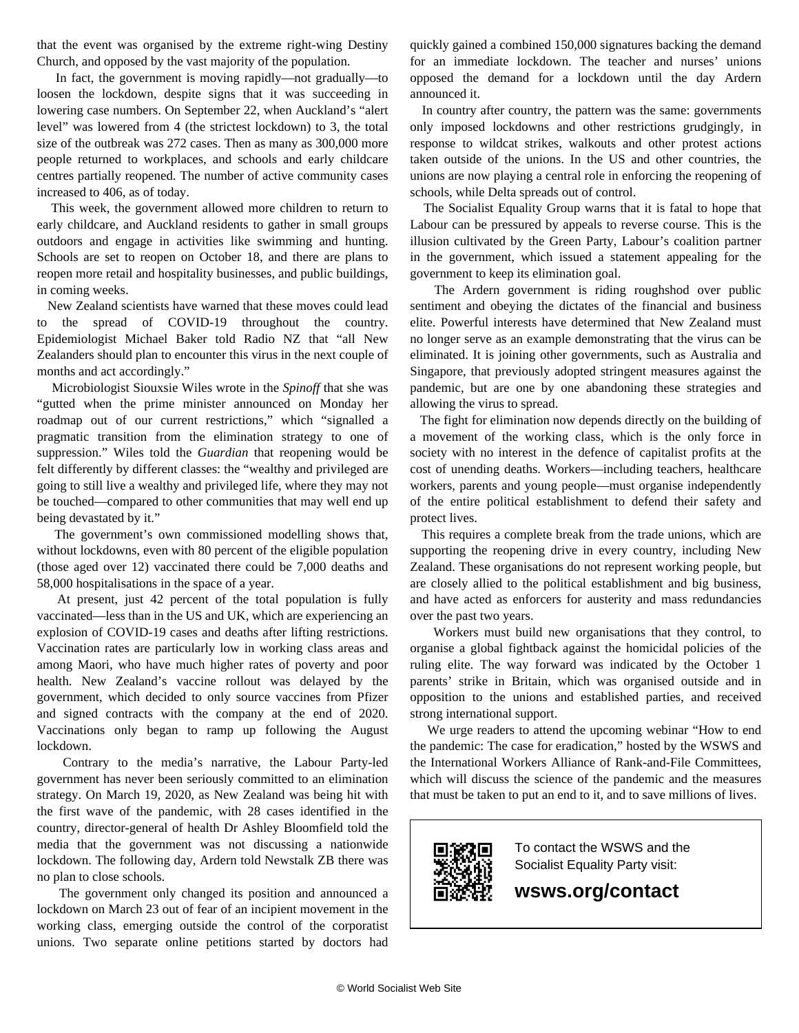that the event was organised by the extreme right-wing Destiny Church, and opposed by the vast majority of the population.

In fact, the government is moving rapidly—not gradually—to loosen the lockdown, despite signs that it was succeeding in lowering case numbers. On September 22, when Auckland's "alert level" was lowered from 4 (the strictest lockdown) to 3, the total size of the outbreak was 272 cases. Then as many as 300,000 more people returned to workplaces, and schools and early childcare centres partially reopened. The number of active community cases increased to 406, as of today.

This week, the government allowed more children to return to early childcare, and Auckland residents to gather in small groups outdoors and engage in activities like swimming and hunting. Schools are set to reopen on October 18, and there are plans to reopen more retail and hospitality businesses, and public buildings, in coming weeks.

New Zealand scientists have warned that these moves could lead to the spread of COVID-19 throughout the country. Epidemiologist Michael Baker told Radio NZ that "all New Zealanders should plan to encounter this virus in the next couple of months and act accordingly."

Microbiologist Siouxsie Wiles wrote in the *Spinoff* that she was "gutted when the prime minister announced on Monday her roadmap out of our current restrictions," which "signalled a pragmatic transition from the elimination strategy to one of suppression." Wiles told the *Guardian* that reopening would be felt differently by different classes: the "wealthy and privileged are going to still live a wealthy and privileged life, where they may not be touched—compared to other communities that may well end up being devastated by it."

The government's own commissioned modelling shows that, without lockdowns, even with 80 percent of the eligible population (those aged over 12) vaccinated there could be 7,000 deaths and 58,000 hospitalisations in the space of a year.

At present, just 42 percent of the total population is fully vaccinated—less than in the US and UK, which are experiencing an explosion of COVID-19 cases and deaths after lifting restrictions. Vaccination rates are particularly low in working class areas and among Maori, who have much higher rates of poverty and poor health. New Zealand's vaccine rollout was delayed by the government, which decided to only source vaccines from Pfizer and signed contracts with the company at the end of 2020. Vaccinations only began to ramp up following the August lockdown.

Contrary to the media's narrative, the Labour Party-led government has never been seriously committed to an elimination strategy. On March 19, 2020, as New Zealand was being hit with the first wave of the pandemic, with 28 cases identified in the country, director-general of health Dr Ashley Bloomfield told the media that the government was not discussing a nationwide lockdown. The following day, Ardern told Newstalk ZB there was no plan to close schools.

The government only changed its position and announced a lockdown on March 23 out of fear of an incipient movement in the working class, emerging outside the control of the corporatist unions. Two separate online petitions started by doctors had quickly gained a combined 150,000 signatures backing the demand for an immediate lockdown. The teacher and nurses' unions opposed the demand for a lockdown until the day Ardern announced it.

In country after country, the pattern was the same: governments only imposed lockdowns and other restrictions grudgingly, in response to wildcat strikes, walkouts and other protest actions taken outside of the unions. In the US and other countries, the unions are now playing a central role in enforcing the reopening of schools, while Delta spreads out of control.

The Socialist Equality Group warns that it is fatal to hope that Labour can be pressured by appeals to reverse course. This is the illusion cultivated by the Green Party, Labour's coalition partner in the government, which issued a statement appealing for the government to keep its elimination goal.

The Ardern government is riding roughshod over public sentiment and obeying the dictates of the financial and business elite. Powerful interests have determined that New Zealand must no longer serve as an example demonstrating that the virus can be eliminated. It is joining other governments, such as Australia and Singapore, that previously adopted stringent measures against the pandemic, but are one by one abandoning these strategies and allowing the virus to spread.

The fight for elimination now depends directly on the building of a movement of the working class, which is the only force in society with no interest in the defence of capitalist profits at the cost of unending deaths. Workers—including teachers, healthcare workers, parents and young people—must organise independently of the entire political establishment to defend their safety and protect lives.

This requires a complete break from the trade unions, which are supporting the reopening drive in every country, including New Zealand. These organisations do not represent working people, but are closely allied to the political establishment and big business, and have acted as enforcers for austerity and mass redundancies over the past two years.

Workers must build new organisations that they control, to organise a global fightback against the homicidal policies of the ruling elite. The way forward was indicated by the October 1 parents' strike in Britain, which was organised outside and in opposition to the unions and established parties, and received strong international support.

We urge readers to attend the upcoming webinar "How to end the pandemic: The case for eradication," hosted by the WSWS and the International Workers Alliance of Rank-and-File Committees, which will discuss the science of the pandemic and the measures that must be taken to put an end to it, and to save millions of lives.

To contact the WSWS and the Socialist Equality Party visit:

**wsws.org/contact**